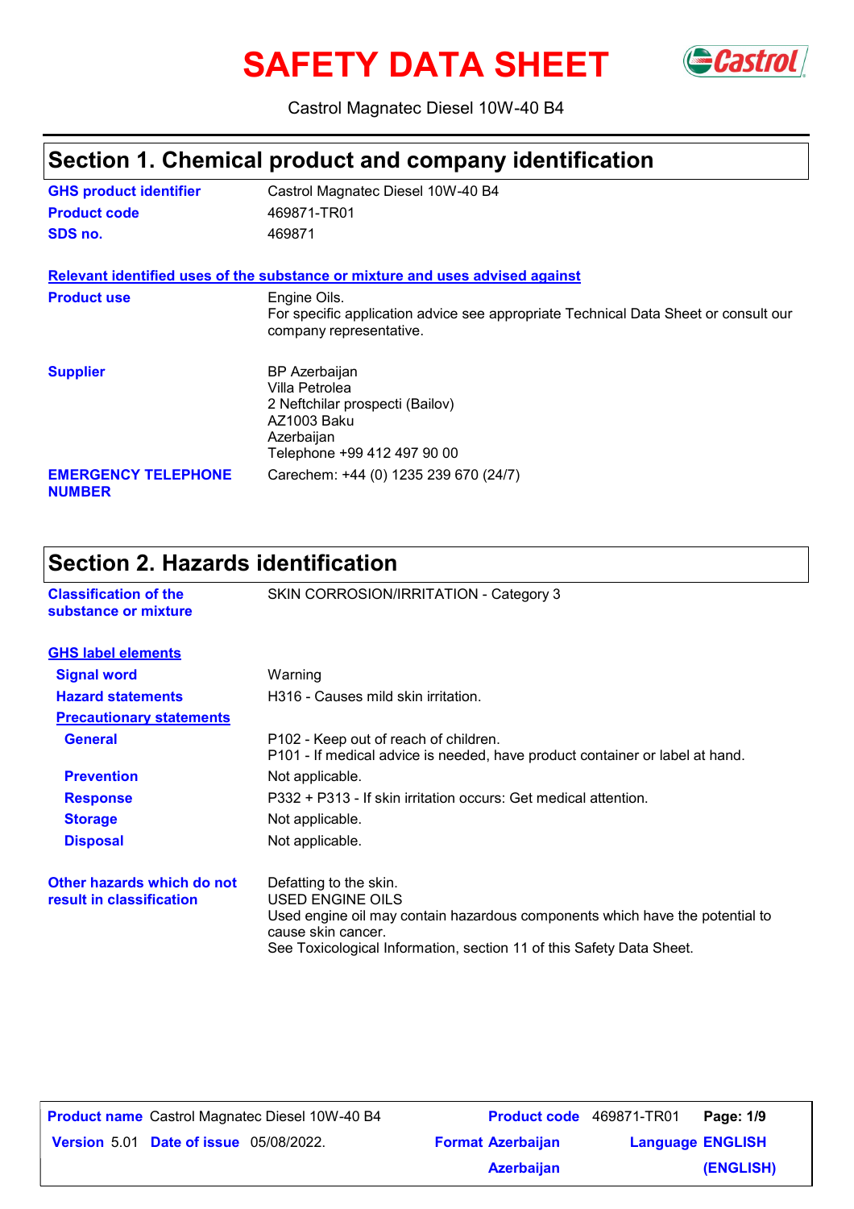# SAFETY DATA SHEET

Castrol Magnatec Diesel 10W-40 B4

## Section 1. Chemical product and company identification

| | |
|---|---|
| **GHS product identifier** | Castrol Magnatec Diesel 10W-40 B4 |
| **Product code** | 469871-TR01 |
| **SDS no.** | 469871 |

**Relevant identified uses of the substance or mixture and uses advised against**

| | |
|---|---|
| **Product use** | Engine Oils.<br>For specific application advice see appropriate Technical Data Sheet or consult our company representative. |
| **Supplier** | BP Azerbaijan<br>Villa Petrolea<br>2 Neftchilar prospecti (Bailov)<br>AZ1003 Baku<br>Azerbaijan<br>Telephone +99 412 497 90 00 |
| **EMERGENCY TELEPHONE NUMBER** | Carechem: +44 (0) 1235 239 670 (24/7) |

## Section 2. Hazards identification

| | |
|---|---|
| **Classification of the substance or mixture** | SKIN CORROSION/IRRITATION - Category 3 |

**GHS label elements**

| | |
|---|---|
| **Signal word** | Warning |
| **Hazard statements** | H316 - Causes mild skin irritation. |
| **Precautionary statements** | |
| **General** | P102 - Keep out of reach of children.<br>P101 - If medical advice is needed, have product container or label at hand. |
| **Prevention** | Not applicable. |
| **Response** | P332 + P313 - If skin irritation occurs: Get medical attention. |
| **Storage** | Not applicable. |
| **Disposal** | Not applicable. |
| **Other hazards which do not result in classification** | Defatting to the skin.<br>USED ENGINE OILS<br>Used engine oil may contain hazardous components which have the potential to cause skin cancer.<br>See Toxicological Information, section 11 of this Safety Data Sheet. |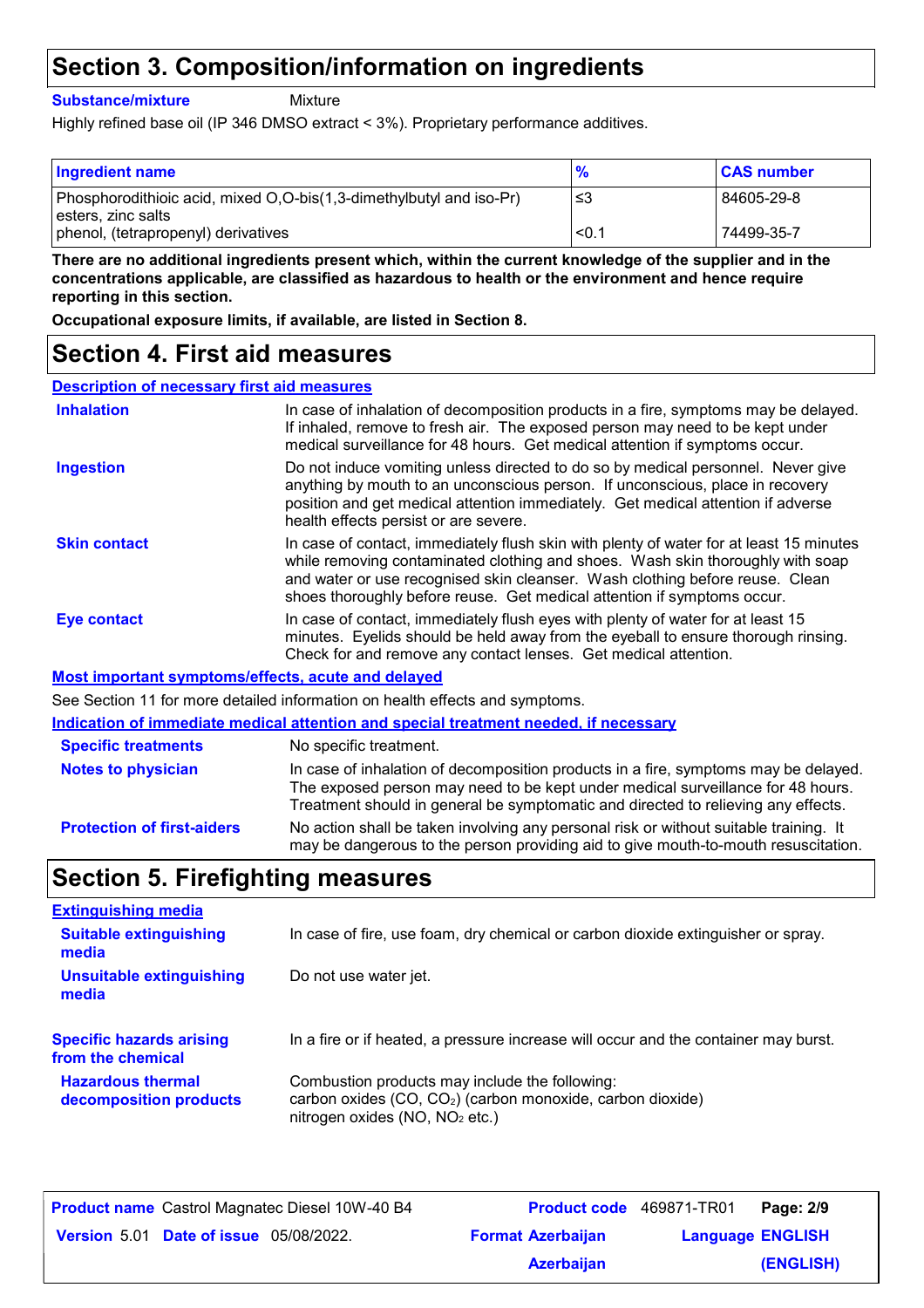## Section 3. Composition/information on ingredients

**Substance/mixture** Mixture

Highly refined base oil (IP 346 DMSO extract < 3%). Proprietary performance additives.

| Ingredient name | % | CAS number |
|---|---|---|
| Phosphorodithioic acid, mixed O,O-bis(1,3-dimethylbutyl and iso-Pr) esters, zinc salts | ≤3 | 84605-29-8 |
| phenol, (tetrapropenyl) derivatives | <0.1 | 74499-35-7 |

**There are no additional ingredients present which, within the current knowledge of the supplier and in the concentrations applicable, are classified as hazardous to health or the environment and hence require reporting in this section.**

**Occupational exposure limits, if available, are listed in Section 8.**

## Section 4. First aid measures

### Description of necessary first aid measures

**Inhalation**
In case of inhalation of decomposition products in a fire, symptoms may be delayed. If inhaled, remove to fresh air. The exposed person may need to be kept under medical surveillance for 48 hours. Get medical attention if symptoms occur.

**Ingestion**
Do not induce vomiting unless directed to do so by medical personnel. Never give anything by mouth to an unconscious person. If unconscious, place in recovery position and get medical attention immediately. Get medical attention if adverse health effects persist or are severe.

**Skin contact**
In case of contact, immediately flush skin with plenty of water for at least 15 minutes while removing contaminated clothing and shoes. Wash skin thoroughly with soap and water or use recognised skin cleanser. Wash clothing before reuse. Clean shoes thoroughly before reuse. Get medical attention if symptoms occur.

**Eye contact**
In case of contact, immediately flush eyes with plenty of water for at least 15 minutes. Eyelids should be held away from the eyeball to ensure thorough rinsing. Check for and remove any contact lenses. Get medical attention.

### Most important symptoms/effects, acute and delayed

See Section 11 for more detailed information on health effects and symptoms.

### Indication of immediate medical attention and special treatment needed, if necessary

**Specific treatments**
No specific treatment.

**Notes to physician**
In case of inhalation of decomposition products in a fire, symptoms may be delayed. The exposed person may need to be kept under medical surveillance for 48 hours. Treatment should in general be symptomatic and directed to relieving any effects.

**Protection of first-aiders**
No action shall be taken involving any personal risk or without suitable training. It may be dangerous to the person providing aid to give mouth-to-mouth resuscitation.

## Section 5. Firefighting measures

### Extinguishing media

**Suitable extinguishing media**
In case of fire, use foam, dry chemical or carbon dioxide extinguisher or spray.

**Unsuitable extinguishing media**
Do not use water jet.

**Specific hazards arising from the chemical**
In a fire or if heated, a pressure increase will occur and the container may burst.

**Hazardous thermal decomposition products**
Combustion products may include the following:
carbon oxides ($CO$, $CO_2$) (carbon monoxide, carbon dioxide)
nitrogen oxides ($NO$, $NO_2$ etc.)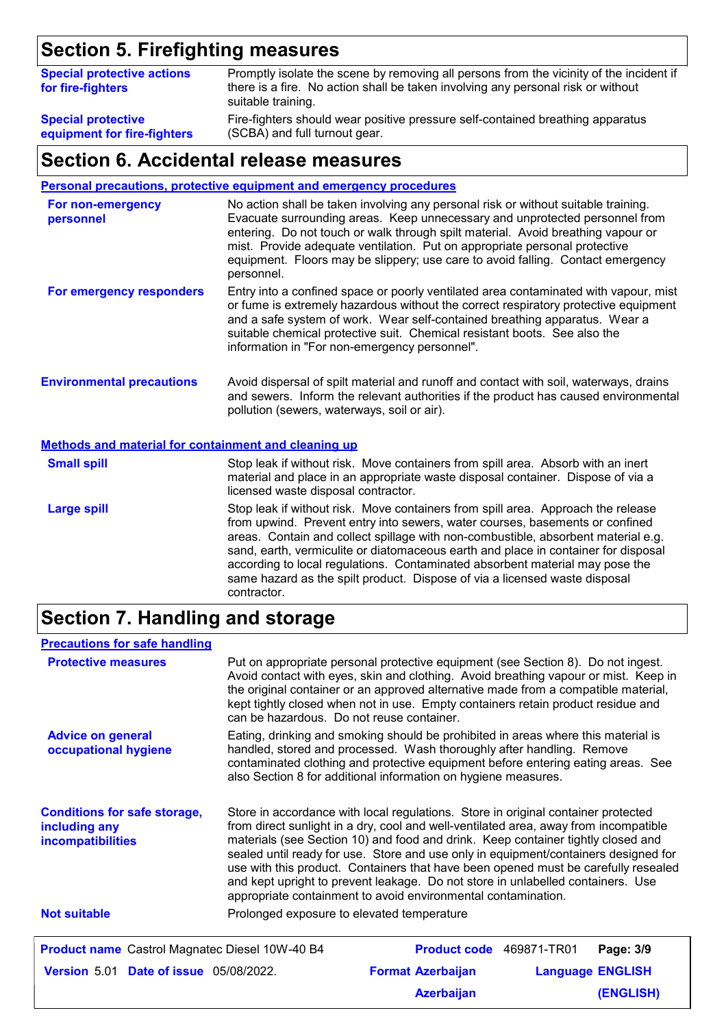## Section 5. Firefighting measures

| | |
|---|---|
| **Special protective actions for fire-fighters** | Promptly isolate the scene by removing all persons from the vicinity of the incident if there is a fire. No action shall be taken involving any personal risk or without suitable training. |
| **Special protective equipment for fire-fighters** | Fire-fighters should wear positive pressure self-contained breathing apparatus (SCBA) and full turnout gear. |

## Section 6. Accidental release measures

### Personal precautions, protective equipment and emergency procedures

| | |
|---|---|
| **For non-emergency personnel** | No action shall be taken involving any personal risk or without suitable training. Evacuate surrounding areas. Keep unnecessary and unprotected personnel from entering. Do not touch or walk through spilt material. Avoid breathing vapour or mist. Provide adequate ventilation. Put on appropriate personal protective equipment. Floors may be slippery; use care to avoid falling. Contact emergency personnel. |
| **For emergency responders** | Entry into a confined space or poorly ventilated area contaminated with vapour, mist or fume is extremely hazardous without the correct respiratory protective equipment and a safe system of work. Wear self-contained breathing apparatus. Wear a suitable chemical protective suit. Chemical resistant boots. See also the information in "For non-emergency personnel". |
| **Environmental precautions** | Avoid dispersal of spilt material and runoff and contact with soil, waterways, drains and sewers. Inform the relevant authorities if the product has caused environmental pollution (sewers, waterways, soil or air). |

### Methods and material for containment and cleaning up

| | |
|---|---|
| **Small spill** | Stop leak if without risk. Move containers from spill area. Absorb with an inert material and place in an appropriate waste disposal container. Dispose of via a licensed waste disposal contractor. |
| **Large spill** | Stop leak if without risk. Move containers from spill area. Approach the release from upwind. Prevent entry into sewers, water courses, basements or confined areas. Contain and collect spillage with non-combustible, absorbent material e.g. sand, earth, vermiculite or diatomaceous earth and place in container for disposal according to local regulations. Contaminated absorbent material may pose the same hazard as the spilt product. Dispose of via a licensed waste disposal contractor. |

## Section 7. Handling and storage

### Precautions for safe handling

| | |
|---|---|
| **Protective measures** | Put on appropriate personal protective equipment (see Section 8). Do not ingest. Avoid contact with eyes, skin and clothing. Avoid breathing vapour or mist. Keep in the original container or an approved alternative made from a compatible material, kept tightly closed when not in use. Empty containers retain product residue and can be hazardous. Do not reuse container. |
| **Advice on general occupational hygiene** | Eating, drinking and smoking should be prohibited in areas where this material is handled, stored and processed. Wash thoroughly after handling. Remove contaminated clothing and protective equipment before entering eating areas. See also Section 8 for additional information on hygiene measures. |
| **Conditions for safe storage, including any incompatibilities** | Store in accordance with local regulations. Store in original container protected from direct sunlight in a dry, cool and well-ventilated area, away from incompatible materials (see Section 10) and food and drink. Keep container tightly closed and sealed until ready for use. Store and use only in equipment/containers designed for use with this product. Containers that have been opened must be carefully resealed and kept upright to prevent leakage. Do not store in unlabelled containers. Use appropriate containment to avoid environmental contamination. |
| **Not suitable** | Prolonged exposure to elevated temperature |

| | | |
|---|---|---|
| **Product name** Castrol Magnatec Diesel 10W-40 B4 | **Product code** 469871-TR01 | |
| **Version** 5.01 **Date of issue** 05/08/2022. | **Format** Azerbaijan Azerbaijan | **Language** ENGLISH (ENGLISH) |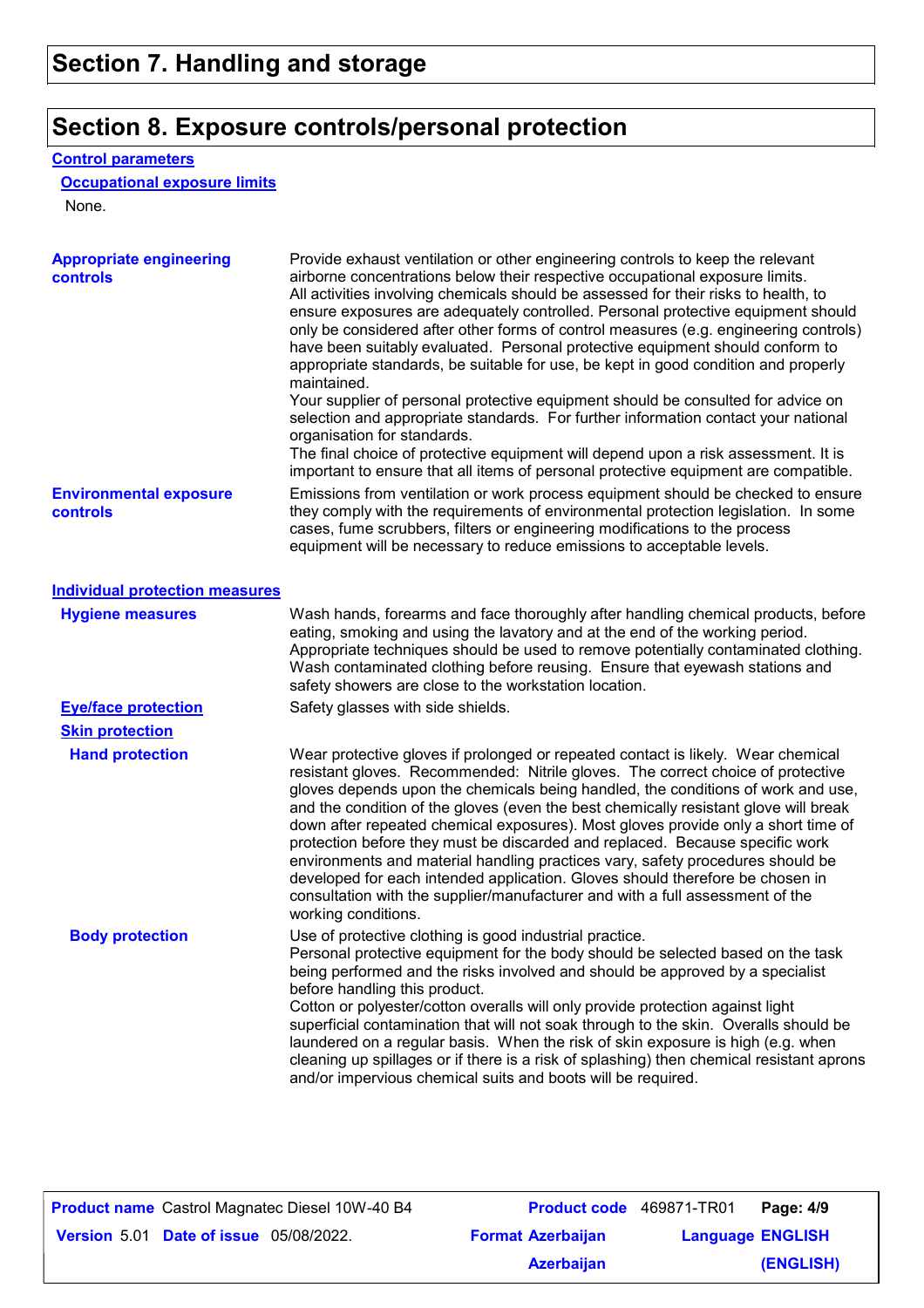## Section 7. Handling and storage

## Section 8. Exposure controls/personal protection

### Control parameters

#### Occupational exposure limits

None.

**Appropriate engineering controls**

Provide exhaust ventilation or other engineering controls to keep the relevant airborne concentrations below their respective occupational exposure limits.
All activities involving chemicals should be assessed for their risks to health, to ensure exposures are adequately controlled. Personal protective equipment should only be considered after other forms of control measures (e.g. engineering controls) have been suitably evaluated. Personal protective equipment should conform to appropriate standards, be suitable for use, be kept in good condition and properly maintained.
Your supplier of personal protective equipment should be consulted for advice on selection and appropriate standards. For further information contact your national organisation for standards.
The final choice of protective equipment will depend upon a risk assessment. It is important to ensure that all items of personal protective equipment are compatible.

**Environmental exposure controls**

Emissions from ventilation or work process equipment should be checked to ensure they comply with the requirements of environmental protection legislation. In some cases, fume scrubbers, filters or engineering modifications to the process equipment will be necessary to reduce emissions to acceptable levels.

### Individual protection measures

**Hygiene measures**

Wash hands, forearms and face thoroughly after handling chemical products, before eating, smoking and using the lavatory and at the end of the working period. Appropriate techniques should be used to remove potentially contaminated clothing. Wash contaminated clothing before reusing. Ensure that eyewash stations and safety showers are close to the workstation location.

**Eye/face protection**

Safety glasses with side shields.

**Skin protection**

**Hand protection**

Wear protective gloves if prolonged or repeated contact is likely. Wear chemical resistant gloves. Recommended: Nitrile gloves. The correct choice of protective gloves depends upon the chemicals being handled, the conditions of work and use, and the condition of the gloves (even the best chemically resistant glove will break down after repeated chemical exposures). Most gloves provide only a short time of protection before they must be discarded and replaced. Because specific work environments and material handling practices vary, safety procedures should be developed for each intended application. Gloves should therefore be chosen in consultation with the supplier/manufacturer and with a full assessment of the working conditions.

**Body protection**

Use of protective clothing is good industrial practice.
Personal protective equipment for the body should be selected based on the task being performed and the risks involved and should be approved by a specialist before handling this product.
Cotton or polyester/cotton overalls will only provide protection against light superficial contamination that will not soak through to the skin. Overalls should be laundered on a regular basis. When the risk of skin exposure is high (e.g. when cleaning up spillages or if there is a risk of splashing) then chemical resistant aprons and/or impervious chemical suits and boots will be required.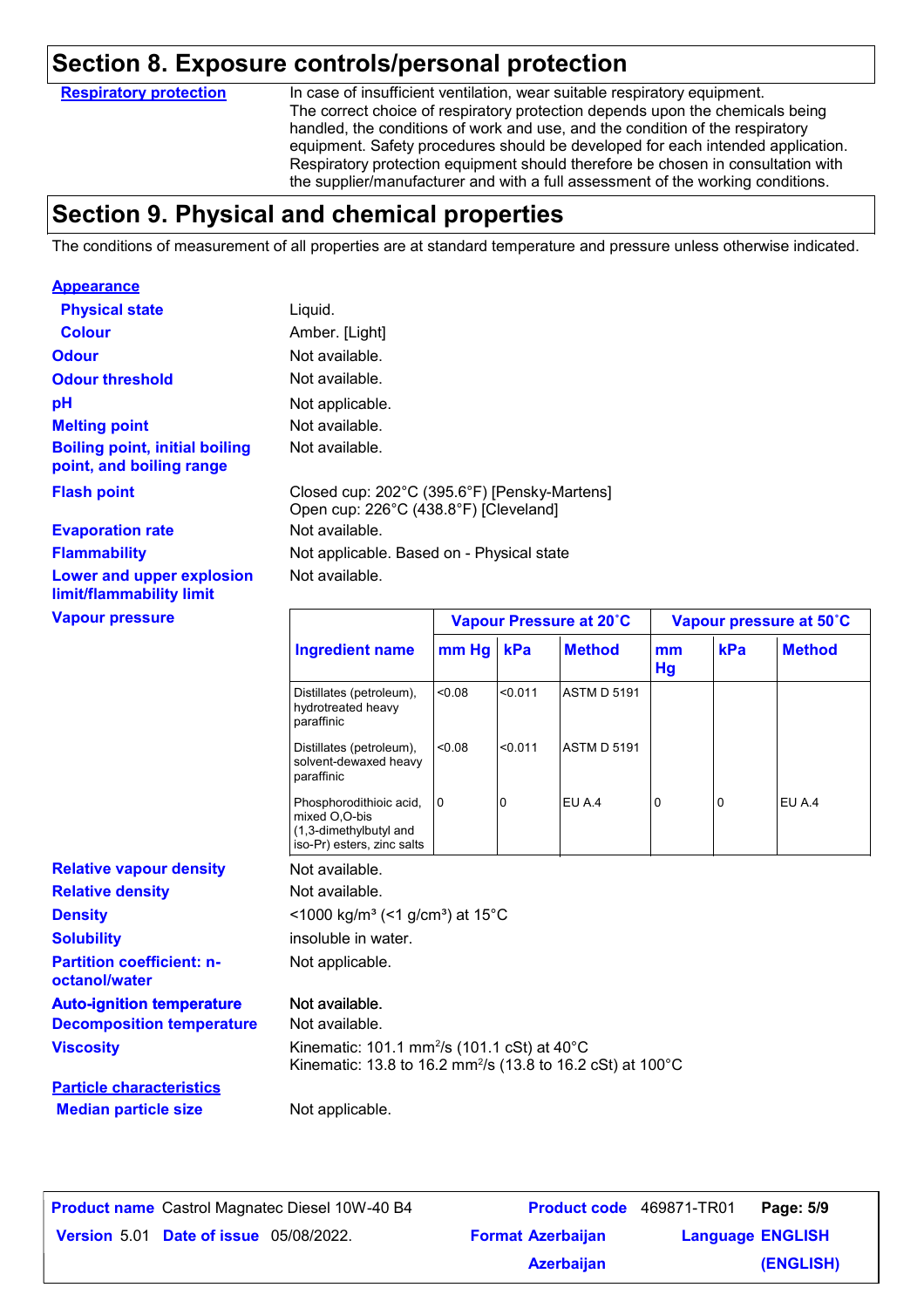# Section 8. Exposure controls/personal protection

**Respiratory protection**

In case of insufficient ventilation, wear suitable respiratory equipment. The correct choice of respiratory protection depends upon the chemicals being handled, the conditions of work and use, and the condition of the respiratory equipment. Safety procedures should be developed for each intended application. Respiratory protection equipment should therefore be chosen in consultation with the supplier/manufacturer and with a full assessment of the working conditions.

# Section 9. Physical and chemical properties

The conditions of measurement of all properties are at standard temperature and pressure unless otherwise indicated.

**Appearance**

**Physical state**: Liquid.

**Colour**: Amber. [Light]

**Odour**: Not available.

**Odour threshold**: Not available.

**pH**: Not applicable.

**Melting point**: Not available.

**Boiling point, initial boiling point, and boiling range**: Not available.

**Flash point**: Closed cup: 202°C (395.6°F) [Pensky-Martens]
Open cup: 226°C (438.8°F) [Cleveland]

**Evaporation rate**: Not available.

**Flammability**: Not applicable. Based on - Physical state

**Lower and upper explosion limit/flammability limit**: Not available.

**Vapour pressure**

| Ingredient name | Vapour Pressure at 20˚C | | | Vapour pressure at 50˚C | | |
|---|---|---|---|---|---|---|
| | mm Hg | kPa | Method | mm Hg | kPa | Method |
| Distillates (petroleum), hydrotreated heavy paraffinic | <0.08 | <0.011 | ASTM D 5191 | | | |
| Distillates (petroleum), solvent-dewaxed heavy paraffinic | <0.08 | <0.011 | ASTM D 5191 | | | |
| Phosphorodithioic acid, mixed O,O-bis (1,3-dimethylbutyl and iso-Pr) esters, zinc salts | 0 | 0 | EU A.4 | 0 | 0 | EU A.4 |

**Relative vapour density**: Not available.

**Relative density**: Not available.

**Density**: <1000 kg/m³ (<1 g/cm³) at 15°C

**Solubility**: insoluble in water.

**Partition coefficient: n-octanol/water**: Not applicable.

**Auto-ignition temperature**: Not available.

**Decomposition temperature**: Not available.

**Viscosity**: Kinematic: 101.1 mm²/s (101.1 cSt) at 40°C
Kinematic: 13.8 to 16.2 mm²/s (13.8 to 16.2 cSt) at 100°C

**Particle characteristics**

**Median particle size**: Not applicable.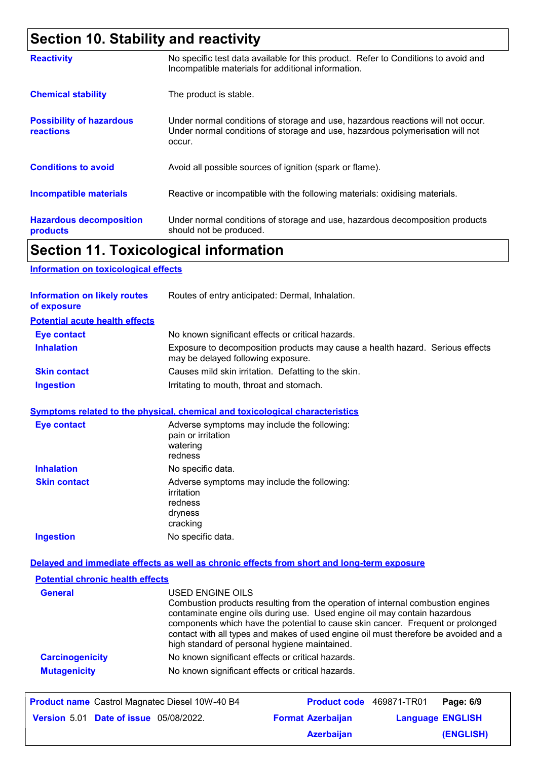## Section 10. Stability and reactivity

| | |
|---|---|
| **Reactivity** | No specific test data available for this product. Refer to Conditions to avoid and Incompatible materials for additional information. |
| **Chemical stability** | The product is stable. |
| **Possibility of hazardous reactions** | Under normal conditions of storage and use, hazardous reactions will not occur. Under normal conditions of storage and use, hazardous polymerisation will not occur. |
| **Conditions to avoid** | Avoid all possible sources of ignition (spark or flame). |
| **Incompatible materials** | Reactive or incompatible with the following materials: oxidising materials. |
| **Hazardous decomposition products** | Under normal conditions of storage and use, hazardous decomposition products should not be produced. |

## Section 11. Toxicological information

### Information on toxicological effects

**Information on likely routes of exposure**: Routes of entry anticipated: Dermal, Inhalation.

#### Potential acute health effects

| | |
|---|---|
| **Eye contact** | No known significant effects or critical hazards. |
| **Inhalation** | Exposure to decomposition products may cause a health hazard. Serious effects may be delayed following exposure. |
| **Skin contact** | Causes mild skin irritation. Defatting to the skin. |
| **Ingestion** | Irritating to mouth, throat and stomach. |

#### Symptoms related to the physical, chemical and toxicological characteristics

| | |
|---|---|
| **Eye contact** | Adverse symptoms may include the following:<br>pain or irritation<br>watering<br>redness |
| **Inhalation** | No specific data. |
| **Skin contact** | Adverse symptoms may include the following:<br>irritation<br>redness<br>dryness<br>cracking |
| **Ingestion** | No specific data. |

#### Delayed and immediate effects as well as chronic effects from short and long-term exposure

##### Potential chronic health effects

| | |
|---|---|
| **General** | USED ENGINE OILS<br>Combustion products resulting from the operation of internal combustion engines contaminate engine oils during use. Used engine oil may contain hazardous components which have the potential to cause skin cancer. Frequent or prolonged contact with all types and makes of used engine oil must therefore be avoided and a high standard of personal hygiene maintained. |
| **Carcinogenicity** | No known significant effects or critical hazards. |
| **Mutagenicity** | No known significant effects or critical hazards. |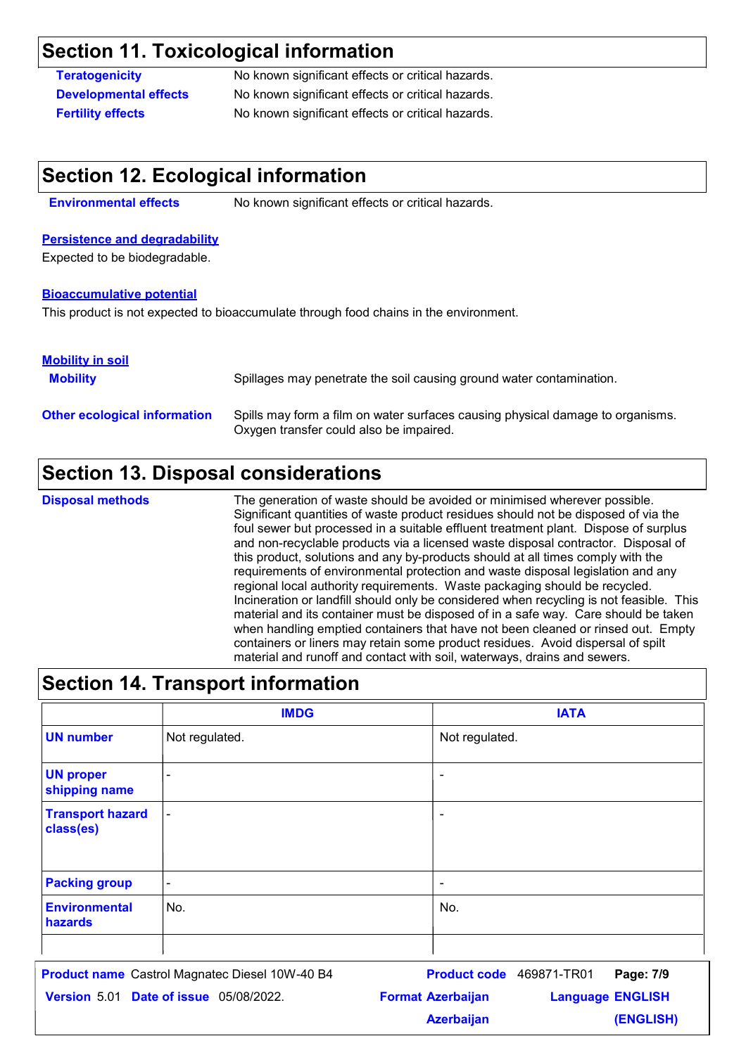## Section 11. Toxicological information

**Teratogenicity** No known significant effects or critical hazards.

**Developmental effects** No known significant effects or critical hazards.

**Fertility effects** No known significant effects or critical hazards.

## Section 12. Ecological information

**Environmental effects** No known significant effects or critical hazards.

**Persistence and degradability**

Expected to be biodegradable.

**Bioaccumulative potential**

This product is not expected to bioaccumulate through food chains in the environment.

**Mobility in soil**

**Mobility** Spillages may penetrate the soil causing ground water contamination.

**Other ecological information** Spills may form a film on water surfaces causing physical damage to organisms. Oxygen transfer could also be impaired.

## Section 13. Disposal considerations

**Disposal methods** The generation of waste should be avoided or minimised wherever possible. Significant quantities of waste product residues should not be disposed of via the foul sewer but processed in a suitable effluent treatment plant. Dispose of surplus and non-recyclable products via a licensed waste disposal contractor. Disposal of this product, solutions and any by-products should at all times comply with the requirements of environmental protection and waste disposal legislation and any regional local authority requirements. Waste packaging should be recycled. Incineration or landfill should only be considered when recycling is not feasible. This material and its container must be disposed of in a safe way. Care should be taken when handling emptied containers that have not been cleaned or rinsed out. Empty containers or liners may retain some product residues. Avoid dispersal of spilt material and runoff and contact with soil, waterways, drains and sewers.

## Section 14. Transport information

| | IMDG | IATA |
|---|---|---|
| **UN number** | Not regulated. | Not regulated. |
| **UN proper shipping name** | - | - |
| **Transport hazard class(es)** | - | - |
| **Packing group** | - | - |
| **Environmental hazards** | No. | No. |
| | | |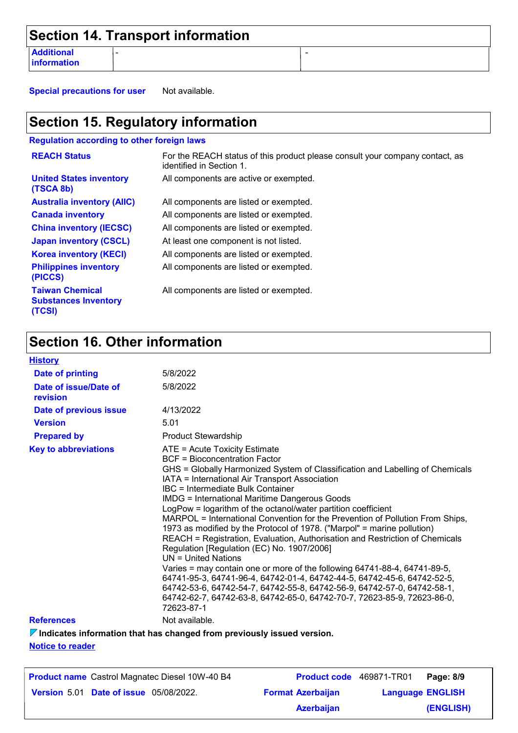## Section 14. Transport information

| Additional information | - | - |
|---|---|---|

**Special precautions for user** Not available.

## Section 15. Regulatory information

**Regulation according to other foreign laws**

| | |
|---|---|
| **REACH Status** | For the REACH status of this product please consult your company contact, as identified in Section 1. |
| **United States inventory (TSCA 8b)** | All components are active or exempted. |
| **Australia inventory (AIIC)** | All components are listed or exempted. |
| **Canada inventory** | All components are listed or exempted. |
| **China inventory (IECSC)** | All components are listed or exempted. |
| **Japan inventory (CSCL)** | At least one component is not listed. |
| **Korea inventory (KECI)** | All components are listed or exempted. |
| **Philippines inventory (PICCS)** | All components are listed or exempted. |
| **Taiwan Chemical Substances Inventory (TCSI)** | All components are listed or exempted. |

## Section 16. Other information

**History**

| | |
|---|---|
| **Date of printing** | 5/8/2022 |
| **Date of issue/Date of revision** | 5/8/2022 |
| **Date of previous issue** | 4/13/2022 |
| **Version** | 5.01 |
| **Prepared by** | Product Stewardship |

**Key to abbreviations**

ATE = Acute Toxicity Estimate
BCF = Bioconcentration Factor
GHS = Globally Harmonized System of Classification and Labelling of Chemicals
IATA = International Air Transport Association
IBC = Intermediate Bulk Container
IMDG = International Maritime Dangerous Goods
LogPow = logarithm of the octanol/water partition coefficient
MARPOL = International Convention for the Prevention of Pollution From Ships, 1973 as modified by the Protocol of 1978. ("Marpol" = marine pollution)
REACH = Registration, Evaluation, Authorisation and Restriction of Chemicals Regulation [Regulation (EC) No. 1907/2006]
UN = United Nations
Varies = may contain one or more of the following 64741-88-4, 64741-89-5, 64741-95-3, 64741-96-4, 64742-01-4, 64742-44-5, 64742-45-6, 64742-52-5, 64742-53-6, 64742-54-7, 64742-55-8, 64742-56-9, 64742-57-0, 64742-58-1, 64742-62-7, 64742-63-8, 64742-65-0, 64742-70-7, 72623-85-9, 72623-86-0, 72623-87-1

**References** Not available.

**Indicates information that has changed from previously issued version.**

**Notice to reader**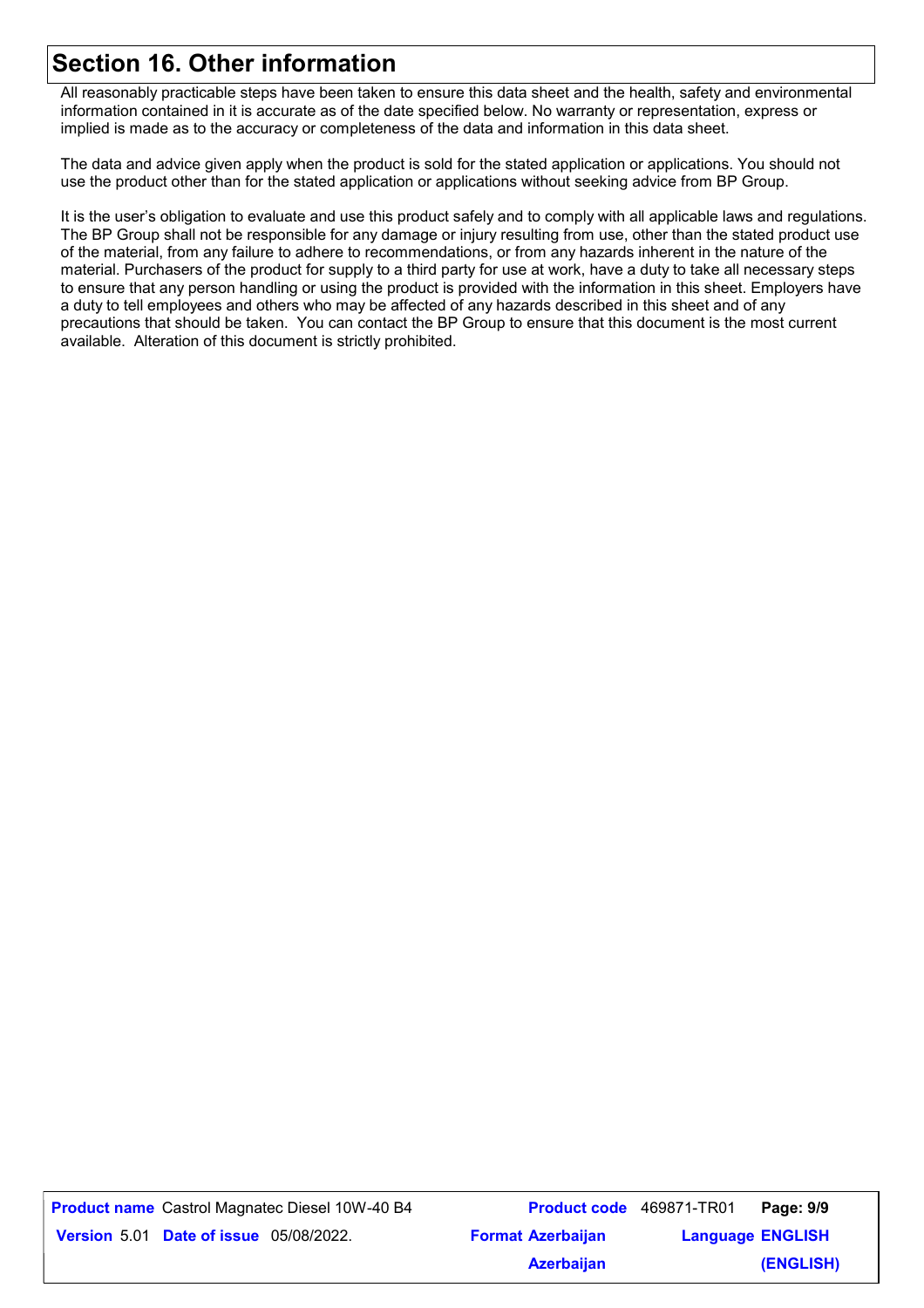## Section 16. Other information

All reasonably practicable steps have been taken to ensure this data sheet and the health, safety and environmental information contained in it is accurate as of the date specified below. No warranty or representation, express or implied is made as to the accuracy or completeness of the data and information in this data sheet.

The data and advice given apply when the product is sold for the stated application or applications. You should not use the product other than for the stated application or applications without seeking advice from BP Group.

It is the user's obligation to evaluate and use this product safely and to comply with all applicable laws and regulations. The BP Group shall not be responsible for any damage or injury resulting from use, other than the stated product use of the material, from any failure to adhere to recommendations, or from any hazards inherent in the nature of the material. Purchasers of the product for supply to a third party for use at work, have a duty to take all necessary steps to ensure that any person handling or using the product is provided with the information in this sheet. Employers have a duty to tell employees and others who may be affected of any hazards described in this sheet and of any precautions that should be taken. You can contact the BP Group to ensure that this document is the most current available. Alteration of this document is strictly prohibited.